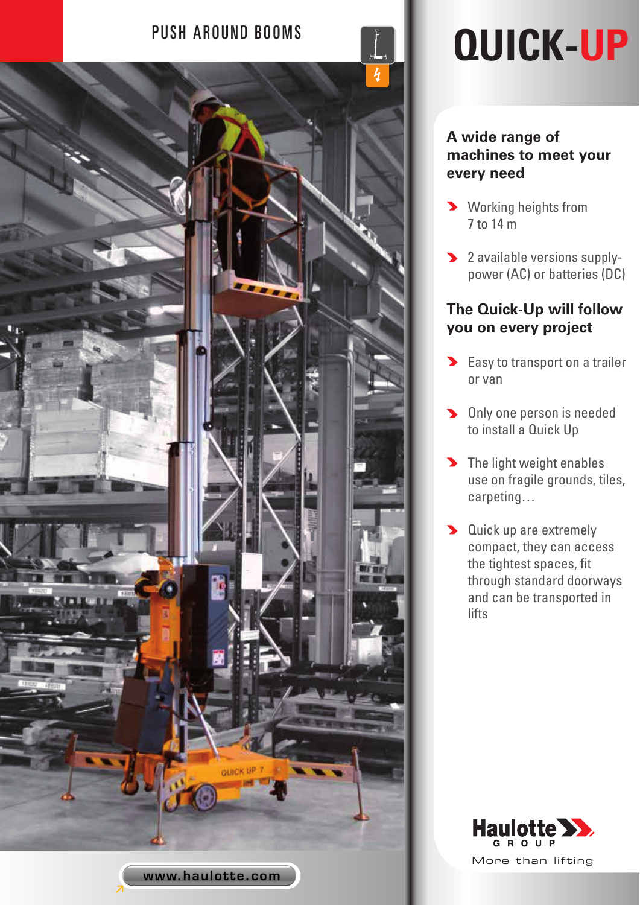PUSH AROUND BOOMS

# QUICK-UP

## A wide range of machines to meet your every need

- Working heights from 7 to 14 m
- 2 available versions supply-power (AC) or batteries (DC)

## The Quick-Up will follow you on every project

- Easy to transport on a trailer or van
- Only one person is needed to install a Quick Up
- The light weight enables use on fragile grounds, tiles, carpeting…
- Quick up are extremely compact, they can access the tightest spaces, fit through standard doorways and can be transported in lifts

Haulotte GROUP

More than lifting

www.haulotte.com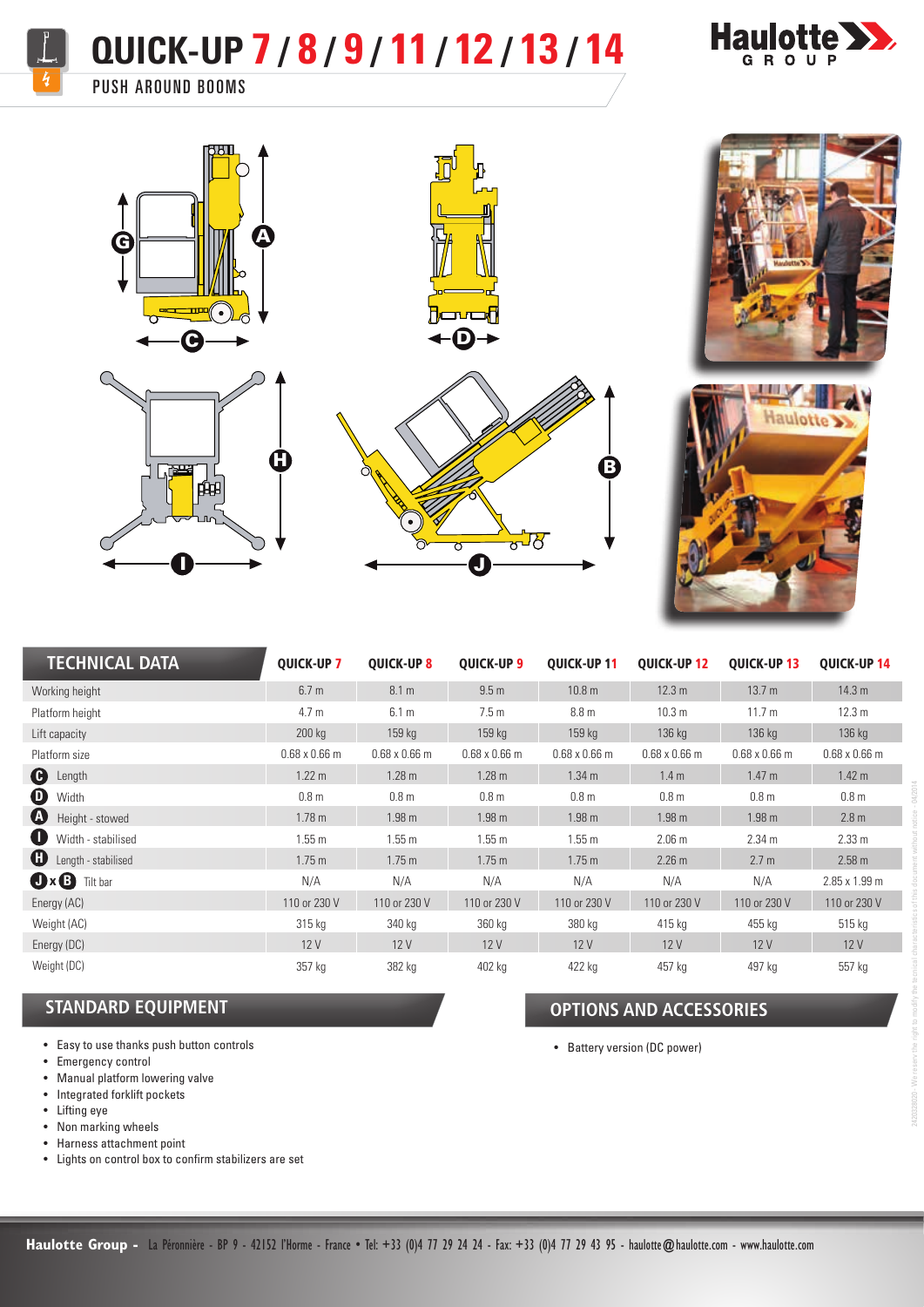# QUICK-UP 7 / 8 / 9 / 11 / 12 / 13 / 14

PUSH AROUND BOOMS

Haulotte GROUP

| TECHNICAL DATA | QUICK-UP 7 | QUICK-UP 8 | QUICK-UP 9 | QUICK-UP 11 | QUICK-UP 12 | QUICK-UP 13 | QUICK-UP 14 |
|---|---|---|---|---|---|---|---|
| Working height | 6.7 m | 8.1 m | 9.5 m | 10.8 m | 12.3 m | 13.7 m | 14.3 m |
| Platform height | 4.7 m | 6.1 m | 7.5 m | 8.8 m | 10.3 m | 11.7 m | 12.3 m |
| Lift capacity | 200 kg | 159 kg | 159 kg | 159 kg | 136 kg | 136 kg | 136 kg |
| Platform size | 0.68 x 0.66 m | 0.68 x 0.66 m | 0.68 x 0.66 m | 0.68 x 0.66 m | 0.68 x 0.66 m | 0.68 x 0.66 m | 0.68 x 0.66 m |
| C Length | 1.22 m | 1.28 m | 1.28 m | 1.34 m | 1.4 m | 1.47 m | 1.42 m |
| D Width | 0.8 m | 0.8 m | 0.8 m | 0.8 m | 0.8 m | 0.8 m | 0.8 m |
| A Height - stowed | 1.78 m | 1.98 m | 1.98 m | 1.98 m | 1.98 m | 1.98 m | 2.8 m |
| I Width - stabilised | 1.55 m | 1.55 m | 1.55 m | 1.55 m | 2.06 m | 2.34 m | 2.33 m |
| H Length - stabilised | 1.75 m | 1.75 m | 1.75 m | 1.75 m | 2.26 m | 2.7 m | 2.58 m |
| J x B Tilt bar | N/A | N/A | N/A | N/A | N/A | N/A | 2.85 x 1.99 m |
| Energy (AC) | 110 or 230 V | 110 or 230 V | 110 or 230 V | 110 or 230 V | 110 or 230 V | 110 or 230 V | 110 or 230 V |
| Weight (AC) | 315 kg | 340 kg | 360 kg | 380 kg | 415 kg | 455 kg | 515 kg |
| Energy (DC) | 12 V | 12 V | 12 V | 12 V | 12 V | 12 V | 12 V |
| Weight (DC) | 357 kg | 382 kg | 402 kg | 422 kg | 457 kg | 497 kg | 557 kg |

## STANDARD EQUIPMENT

- Easy to use thanks push button controls
- Emergency control
- Manual platform lowering valve
- Integrated forklift pockets
- Lifting eye
- Non marking wheels
- Harness attachment point
- Lights on control box to confirm stabilizers are set

## OPTIONS AND ACCESSORIES

- Battery version (DC power)

**Haulotte Group -** La Péronnière - BP 9 - 42152 l'Horme - France • Tel: +33 (0)4 77 29 24 24 - Fax: +33 (0)4 77 29 43 95 - haulotte@haulotte.com - www.haulotte.com